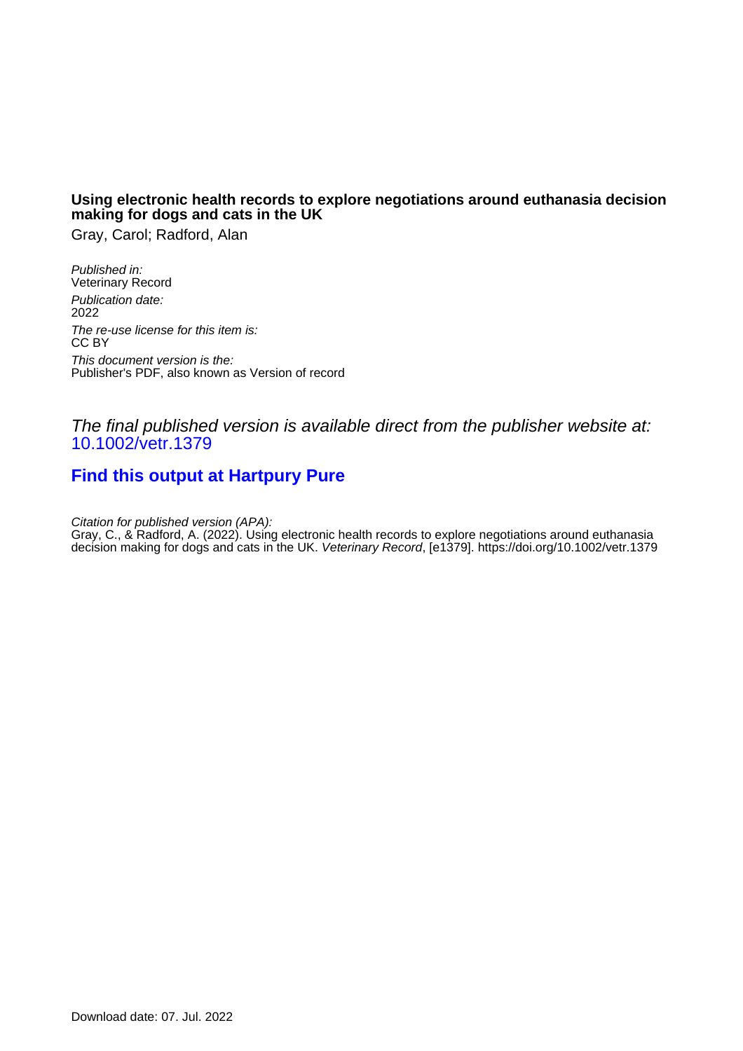**Using electronic health records to explore negotiations around euthanasia decision making for dogs and cats in the UK**

Gray, Carol; Radford, Alan

*Published in:*
Veterinary Record

*Publication date:*
2022

*The re-use license for this item is:*
CC BY

*This document version is the:*
Publisher's PDF, also known as Version of record

*The final published version is available direct from the publisher website at:*
10.1002/vetr.1379

**Find this output at Hartpury Pure**

*Citation for published version (APA):*
Gray, C., & Radford, A. (2022). Using electronic health records to explore negotiations around euthanasia decision making for dogs and cats in the UK. *Veterinary Record*, [e1379]. https://doi.org/10.1002/vetr.1379

Download date: 07. Jul. 2022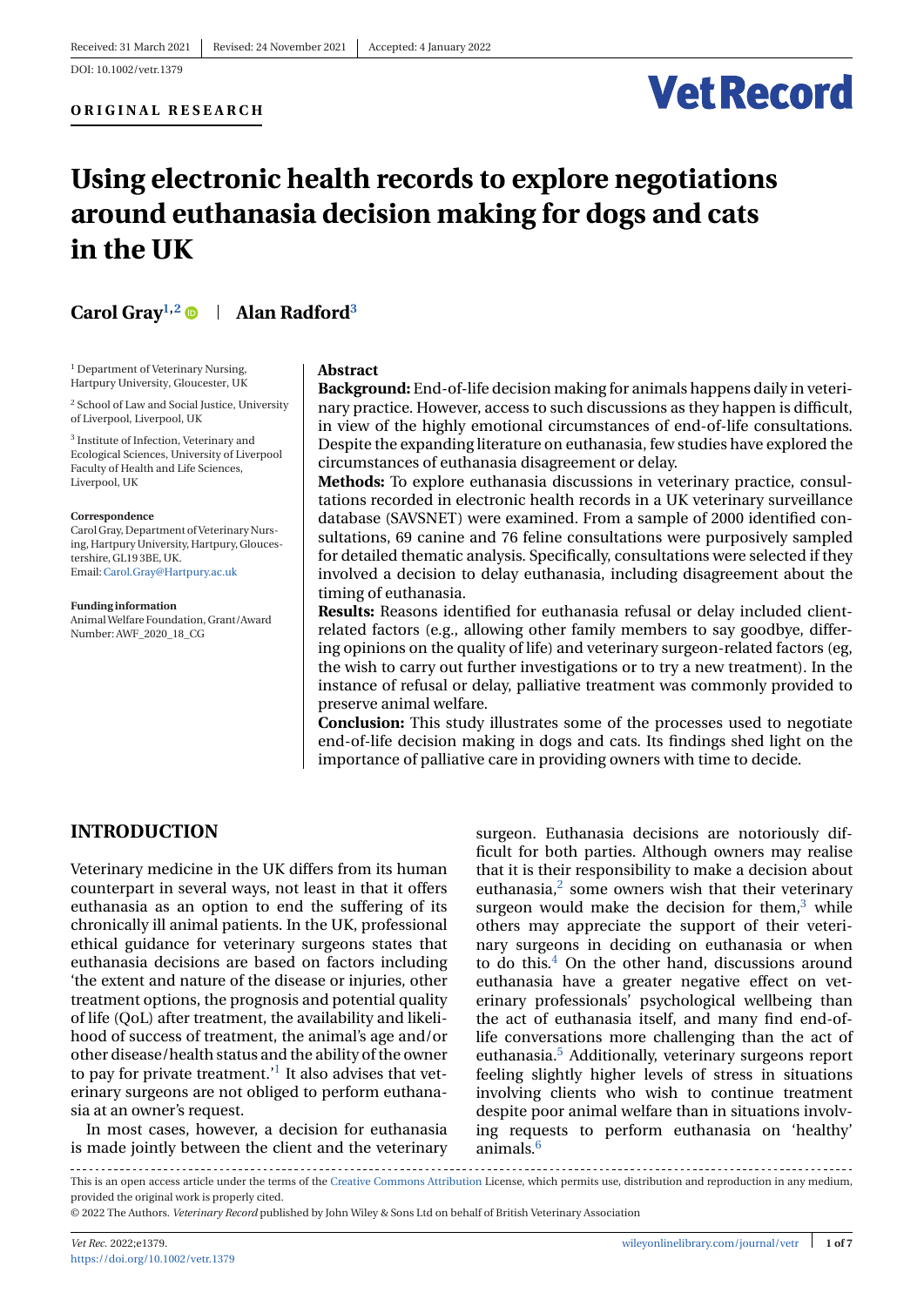Received: 31 March 2021 | Revised: 24 November 2021 | Accepted: 4 January 2022

DOI: 10.1002/vetr.1379

**ORIGINAL RESEARCH**

# Using electronic health records to explore negotiations around euthanasia decision making for dogs and cats in the UK

**Carol Gray**[1,2] | **Alan Radford**[3]

[1] Department of Veterinary Nursing, Hartpury University, Gloucester, UK

[2] School of Law and Social Justice, University of Liverpool, Liverpool, UK

[3] Institute of Infection, Veterinary and Ecological Sciences, University of Liverpool Faculty of Health and Life Sciences, Liverpool, UK

**Correspondence**
Carol Gray, Department of Veterinary Nursing, Hartpury University, Hartpury, Gloucestershire, GL19 3BE, UK.
Email: Carol.Gray@Hartpury.ac.uk

**Funding information**
Animal Welfare Foundation, Grant/Award Number: AWF_2020_18_CG

## Abstract

**Background:** End-of-life decision making for animals happens daily in veterinary practice. However, access to such discussions as they happen is difficult, in view of the highly emotional circumstances of end-of-life consultations. Despite the expanding literature on euthanasia, few studies have explored the circumstances of euthanasia disagreement or delay.

**Methods:** To explore euthanasia discussions in veterinary practice, consultations recorded in electronic health records in a UK veterinary surveillance database (SAVSNET) were examined. From a sample of 2000 identified consultations, 69 canine and 76 feline consultations were purposively sampled for detailed thematic analysis. Specifically, consultations were selected if they involved a decision to delay euthanasia, including disagreement about the timing of euthanasia.

**Results:** Reasons identified for euthanasia refusal or delay included client-related factors (e.g., allowing other family members to say goodbye, differing opinions on the quality of life) and veterinary surgeon-related factors (eg, the wish to carry out further investigations or to try a new treatment). In the instance of refusal or delay, palliative treatment was commonly provided to preserve animal welfare.

**Conclusion:** This study illustrates some of the processes used to negotiate end-of-life decision making in dogs and cats. Its findings shed light on the importance of palliative care in providing owners with time to decide.

## INTRODUCTION

Veterinary medicine in the UK differs from its human counterpart in several ways, not least in that it offers euthanasia as an option to end the suffering of its chronically ill animal patients. In the UK, professional ethical guidance for veterinary surgeons states that euthanasia decisions are based on factors including 'the extent and nature of the disease or injuries, other treatment options, the prognosis and potential quality of life (QoL) after treatment, the availability and likelihood of success of treatment, the animal's age and/or other disease/health status and the ability of the owner to pay for private treatment.'[1] It also advises that veterinary surgeons are not obliged to perform euthanasia at an owner's request.

In most cases, however, a decision for euthanasia is made jointly between the client and the veterinary surgeon. Euthanasia decisions are notoriously difficult for both parties. Although owners may realise that it is their responsibility to make a decision about euthanasia,[2] some owners wish that their veterinary surgeon would make the decision for them,[3] while others may appreciate the support of their veterinary surgeons in deciding on euthanasia or when to do this.[4] On the other hand, discussions around euthanasia have a greater negative effect on veterinary professionals' psychological wellbeing than the act of euthanasia itself, and many find end-of-life conversations more challenging than the act of euthanasia.[5] Additionally, veterinary surgeons report feeling slightly higher levels of stress in situations involving clients who wish to continue treatment despite poor animal welfare than in situations involving requests to perform euthanasia on 'healthy' animals.[6]

This is an open access article under the terms of the Creative Commons Attribution License, which permits use, distribution and reproduction in any medium, provided the original work is properly cited.

© 2022 The Authors. *Veterinary Record* published by John Wiley & Sons Ltd on behalf of British Veterinary Association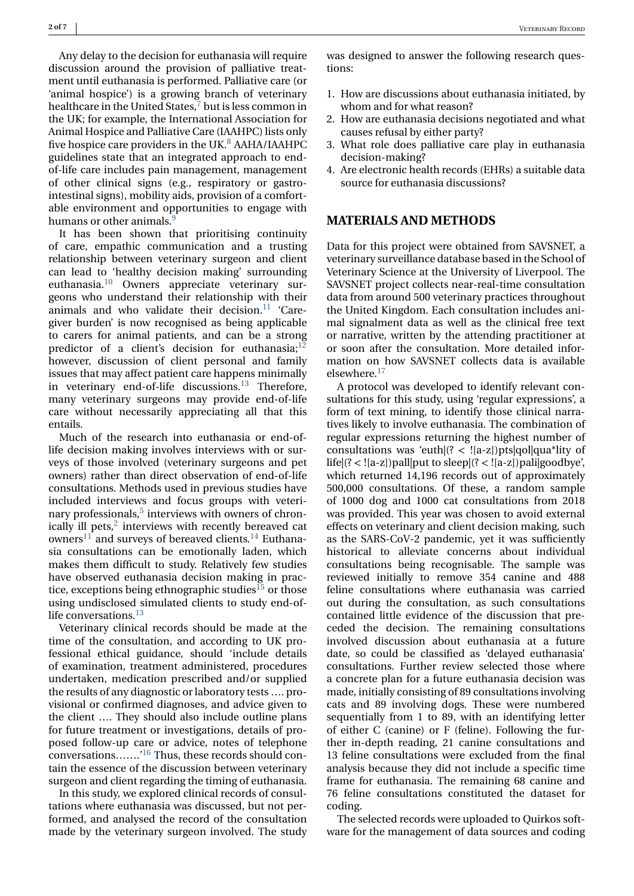Any delay to the decision for euthanasia will require discussion around the provision of palliative treatment until euthanasia is performed. Palliative care (or 'animal hospice') is a growing branch of veterinary healthcare in the United States,[7] but is less common in the UK; for example, the International Association for Animal Hospice and Palliative Care (IAAHPC) lists only five hospice care providers in the UK.[8] AAHA/IAAHPC guidelines state that an integrated approach to end-of-life care includes pain management, management of other clinical signs (e.g., respiratory or gastrointestinal signs), mobility aids, provision of a comfortable environment and opportunities to engage with humans or other animals.[9]

It has been shown that prioritising continuity of care, empathic communication and a trusting relationship between veterinary surgeon and client can lead to 'healthy decision making' surrounding euthanasia.[10] Owners appreciate veterinary surgeons who understand their relationship with their animals and who validate their decision.[11] 'Caregiver burden' is now recognised as being applicable to carers for animal patients, and can be a strong predictor of a client's decision for euthanasia;[12] however, discussion of client personal and family issues that may affect patient care happens minimally in veterinary end-of-life discussions.[13] Therefore, many veterinary surgeons may provide end-of-life care without necessarily appreciating all that this entails.

Much of the research into euthanasia or end-of-life decision making involves interviews with or surveys of those involved (veterinary surgeons and pet owners) rather than direct observation of end-of-life consultations. Methods used in previous studies have included interviews and focus groups with veterinary professionals,[5] interviews with owners of chronically ill pets,[2] interviews with recently bereaved cat owners[11] and surveys of bereaved clients.[14] Euthanasia consultations can be emotionally laden, which makes them difficult to study. Relatively few studies have observed euthanasia decision making in practice, exceptions being ethnographic studies[15] or those using undisclosed simulated clients to study end-of-life conversations.[13]

Veterinary clinical records should be made at the time of the consultation, and according to UK professional ethical guidance, should 'include details of examination, treatment administered, procedures undertaken, medication prescribed and/or supplied the results of any diagnostic or laboratory tests …. provisional or confirmed diagnoses, and advice given to the client …. They should also include outline plans for future treatment or investigations, details of proposed follow-up care or advice, notes of telephone conversations…….'[16] Thus, these records should contain the essence of the discussion between veterinary surgeon and client regarding the timing of euthanasia.

In this study, we explored clinical records of consultations where euthanasia was discussed, but not performed, and analysed the record of the consultation made by the veterinary surgeon involved. The study was designed to answer the following research questions:

1. How are discussions about euthanasia initiated, by whom and for what reason?
2. How are euthanasia decisions negotiated and what causes refusal by either party?
3. What role does palliative care play in euthanasia decision-making?
4. Are electronic health records (EHRs) a suitable data source for euthanasia discussions?

## MATERIALS AND METHODS

Data for this project were obtained from SAVSNET, a veterinary surveillance database based in the School of Veterinary Science at the University of Liverpool. The SAVSNET project collects near-real-time consultation data from around 500 veterinary practices throughout the United Kingdom. Each consultation includes animal signalment data as well as the clinical free text or narrative, written by the attending practitioner at or soon after the consultation. More detailed information on how SAVSNET collects data is available elsewhere.[17]

A protocol was developed to identify relevant consultations for this study, using 'regular expressions', a form of text mining, to identify those clinical narratives likely to involve euthanasia. The combination of regular expressions returning the highest number of consultations was 'euth|(? < ![a-z])pts|qol|qua*lity of life|(? < ![a-z])pall|put to sleep|(? < ![a-z])pali|goodbye', which returned 14,196 records out of approximately 500,000 consultations. Of these, a random sample of 1000 dog and 1000 cat consultations from 2018 was provided. This year was chosen to avoid external effects on veterinary and client decision making, such as the SARS-CoV-2 pandemic, yet it was sufficiently historical to alleviate concerns about individual consultations being recognisable. The sample was reviewed initially to remove 354 canine and 488 feline consultations where euthanasia was carried out during the consultation, as such consultations contained little evidence of the discussion that preceded the decision. The remaining consultations involved discussion about euthanasia at a future date, so could be classified as 'delayed euthanasia' consultations. Further review selected those where a concrete plan for a future euthanasia decision was made, initially consisting of 89 consultations involving cats and 89 involving dogs. These were numbered sequentially from 1 to 89, with an identifying letter of either C (canine) or F (feline). Following the further in-depth reading, 21 canine consultations and 13 feline consultations were excluded from the final analysis because they did not include a specific time frame for euthanasia. The remaining 68 canine and 76 feline consultations constituted the dataset for coding.

The selected records were uploaded to Quirkos software for the management of data sources and coding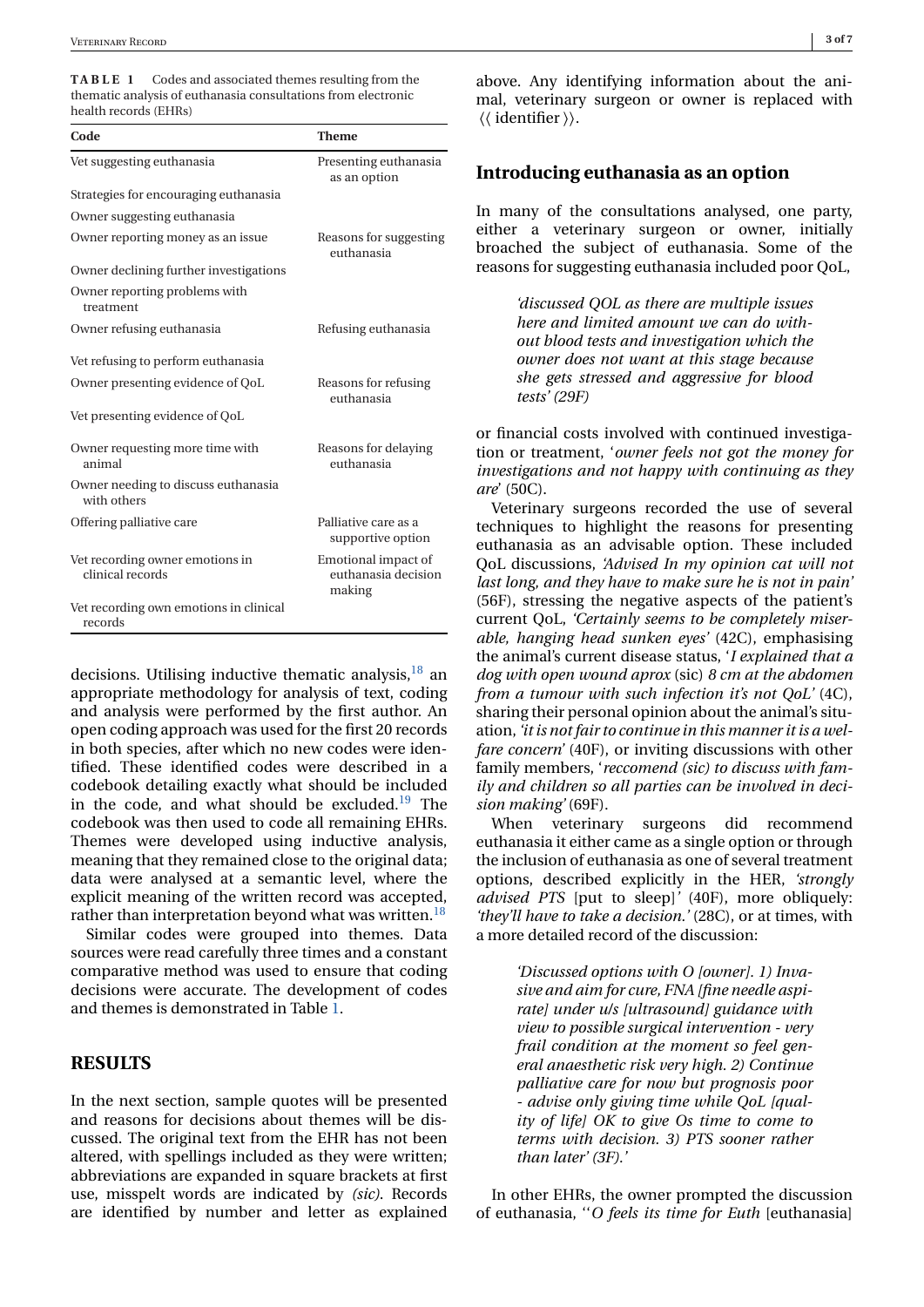**TABLE 1** Codes and associated themes resulting from the thematic analysis of euthanasia consultations from electronic health records (EHRs)

| Code | Theme |
|---|---|
| Vet suggesting euthanasia | Presenting euthanasia as an option |
| Strategies for encouraging euthanasia | |
| Owner suggesting euthanasia | |
| Owner reporting money as an issue | Reasons for suggesting euthanasia |
| Owner declining further investigations | |
| Owner reporting problems with treatment | |
| Owner refusing euthanasia | Refusing euthanasia |
| Vet refusing to perform euthanasia | |
| Owner presenting evidence of QoL | Reasons for refusing euthanasia |
| Vet presenting evidence of QoL | |
| Owner requesting more time with animal | Reasons for delaying euthanasia |
| Owner needing to discuss euthanasia with others | |
| Offering palliative care | Palliative care as a supportive option |
| Vet recording owner emotions in clinical records | Emotional impact of euthanasia decision making |
| Vet recording own emotions in clinical records | |

decisions. Utilising inductive thematic analysis,[18] an appropriate methodology for analysis of text, coding and analysis were performed by the first author. An open coding approach was used for the first 20 records in both species, after which no new codes were identified. These identified codes were described in a codebook detailing exactly what should be included in the code, and what should be excluded.[19] The codebook was then used to code all remaining EHRs. Themes were developed using inductive analysis, meaning that they remained close to the original data; data were analysed at a semantic level, where the explicit meaning of the written record was accepted, rather than interpretation beyond what was written.[18]

Similar codes were grouped into themes. Data sources were read carefully three times and a constant comparative method was used to ensure that coding decisions were accurate. The development of codes and themes is demonstrated in Table 1.

## RESULTS

In the next section, sample quotes will be presented and reasons for decisions about themes will be discussed. The original text from the EHR has not been altered, with spellings included as they were written; abbreviations are expanded in square brackets at first use, misspelt words are indicated by *(sic)*. Records are identified by number and letter as explained above. Any identifying information about the animal, veterinary surgeon or owner is replaced with ⟨⟨ identifier ⟩⟩.

### Introducing euthanasia as an option

In many of the consultations analysed, one party, either a veterinary surgeon or owner, initially broached the subject of euthanasia. Some of the reasons for suggesting euthanasia included poor QoL,

> *'discussed QOL as there are multiple issues here and limited amount we can do without blood tests and investigation which the owner does not want at this stage because she gets stressed and aggressive for blood tests' (29F)*

or financial costs involved with continued investigation or treatment, '*owner feels not got the money for investigations and not happy with continuing as they are*' (50C).

Veterinary surgeons recorded the use of several techniques to highlight the reasons for presenting euthanasia as an advisable option. These included QoL discussions, *'Advised In my opinion cat will not last long, and they have to make sure he is not in pain'* (56F), stressing the negative aspects of the patient's current QoL, *'Certainly seems to be completely miserable, hanging head sunken eyes'* (42C), emphasising the animal's current disease status, '*I explained that a dog with open wound aprox* (sic) *8 cm at the abdomen from a tumour with such infection it's not QoL'* (4C), sharing their personal opinion about the animal's situation, *'it is not fair to continue in this manner it is a welfare concern'* (40F), or inviting discussions with other family members, '*reccomend (sic) to discuss with family and children so all parties can be involved in decision making'* (69F).

When veterinary surgeons did recommend euthanasia it either came as a single option or through the inclusion of euthanasia as one of several treatment options, described explicitly in the HER, *'strongly advised PTS* [put to sleep]*'* (40F), more obliquely: *'they'll have to take a decision.'* (28C), or at times, with a more detailed record of the discussion:

> *'Discussed options with O [owner]. 1) Invasive and aim for cure, FNA [fine needle aspirate] under u/s [ultrasound] guidance with view to possible surgical intervention - very frail condition at the moment so feel general anaesthetic risk very high. 2) Continue palliative care for now but prognosis poor - advise only giving time while QoL [quality of life] OK to give Os time to come to terms with decision. 3) PTS sooner rather than later' (3F).'*

In other EHRs, the owner prompted the discussion of euthanasia, '*'O feels its time for Euth* [euthanasia]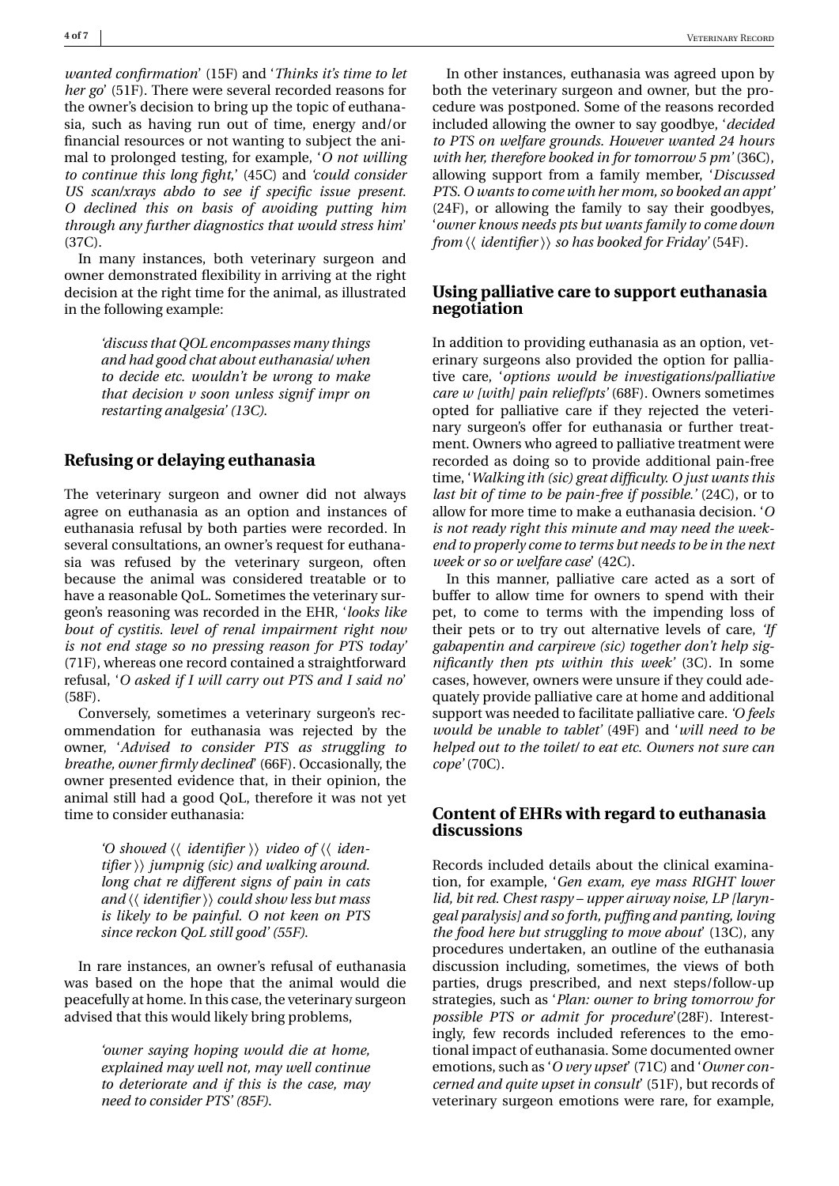*wanted confirmation*' (15F) and '*Thinks it's time to let her go*' (51F). There were several recorded reasons for the owner's decision to bring up the topic of euthanasia, such as having run out of time, energy and/or financial resources or not wanting to subject the animal to prolonged testing, for example, '*O not willing to continue this long fight*,' (45C) and *'could consider US scan/xrays abdo to see if specific issue present. O declined this on basis of avoiding putting him through any further diagnostics that would stress him*' (37C).

In many instances, both veterinary surgeon and owner demonstrated flexibility in arriving at the right decision at the right time for the animal, as illustrated in the following example:

> *'discuss that QOL encompasses many things and had good chat about euthanasia/ when to decide etc. wouldn't be wrong to make that decision v soon unless signif impr on restarting analgesia' (13C).*

## Refusing or delaying euthanasia

The veterinary surgeon and owner did not always agree on euthanasia as an option and instances of euthanasia refusal by both parties were recorded. In several consultations, an owner's request for euthanasia was refused by the veterinary surgeon, often because the animal was considered treatable or to have a reasonable QoL. Sometimes the veterinary surgeon's reasoning was recorded in the EHR, '*looks like bout of cystitis. level of renal impairment right now is not end stage so no pressing reason for PTS today*' (71F), whereas one record contained a straightforward refusal, '*O asked if I will carry out PTS and I said no*' (58F).

Conversely, sometimes a veterinary surgeon's recommendation for euthanasia was rejected by the owner, '*Advised to consider PTS as struggling to breathe, owner firmly declined*' (66F). Occasionally, the owner presented evidence that, in their opinion, the animal still had a good QoL, therefore it was not yet time to consider euthanasia:

> *'O showed ⟨⟨ identifier ⟩⟩ video of ⟨⟨ identifier ⟩⟩ jumpnig (sic) and walking around. long chat re different signs of pain in cats and ⟨⟨ identifier ⟩⟩ could show less but mass is likely to be painful. O not keen on PTS since reckon QoL still good' (55F).*

In rare instances, an owner's refusal of euthanasia was based on the hope that the animal would die peacefully at home. In this case, the veterinary surgeon advised that this would likely bring problems,

> *'owner saying hoping would die at home, explained may well not, may well continue to deteriorate and if this is the case, may need to consider PTS' (85F).*

In other instances, euthanasia was agreed upon by both the veterinary surgeon and owner, but the procedure was postponed. Some of the reasons recorded included allowing the owner to say goodbye, '*decided to PTS on welfare grounds. However wanted 24 hours with her, therefore booked in for tomorrow 5 pm'* (36C), allowing support from a family member, '*Discussed PTS. O wants to come with her mom, so booked an appt'* (24F), or allowing the family to say their goodbyes, '*owner knows needs pts but wants family to come down from ⟨⟨ identifier ⟩⟩ so has booked for Friday*' (54F).

## Using palliative care to support euthanasia negotiation

In addition to providing euthanasia as an option, veterinary surgeons also provided the option for palliative care, '*options would be investigations/palliative care w [with] pain relief/pts'* (68F). Owners sometimes opted for palliative care if they rejected the veterinary surgeon's offer for euthanasia or further treatment. Owners who agreed to palliative treatment were recorded as doing so to provide additional pain-free time, '*Walking ith (sic) great difficulty. O just wants this last bit of time to be pain-free if possible.'* (24C), or to allow for more time to make a euthanasia decision. '*O is not ready right this minute and may need the weekend to properly come to terms but needs to be in the next week or so or welfare case*' (42C).

In this manner, palliative care acted as a sort of buffer to allow time for owners to spend with their pet, to come to terms with the impending loss of their pets or to try out alternative levels of care, *'If gabapentin and carpireve (sic) together don't help significantly then pts within this week'* (3C). In some cases, however, owners were unsure if they could adequately provide palliative care at home and additional support was needed to facilitate palliative care. *'O feels would be unable to tablet'* (49F) and '*will need to be helped out to the toilet/ to eat etc. Owners not sure can cope'* (70C).

## Content of EHRs with regard to euthanasia discussions

Records included details about the clinical examination, for example, '*Gen exam, eye mass RIGHT lower lid, bit red. Chest raspy – upper airway noise, LP [laryngeal paralysis] and so forth, puffing and panting, loving the food here but struggling to move about*' (13C), any procedures undertaken, an outline of the euthanasia discussion including, sometimes, the views of both parties, drugs prescribed, and next steps/follow-up strategies, such as '*Plan: owner to bring tomorrow for possible PTS or admit for procedure*'(28F). Interestingly, few records included references to the emotional impact of euthanasia. Some documented owner emotions, such as '*O very upset*' (71C) and '*Owner concerned and quite upset in consult*' (51F), but records of veterinary surgeon emotions were rare, for example,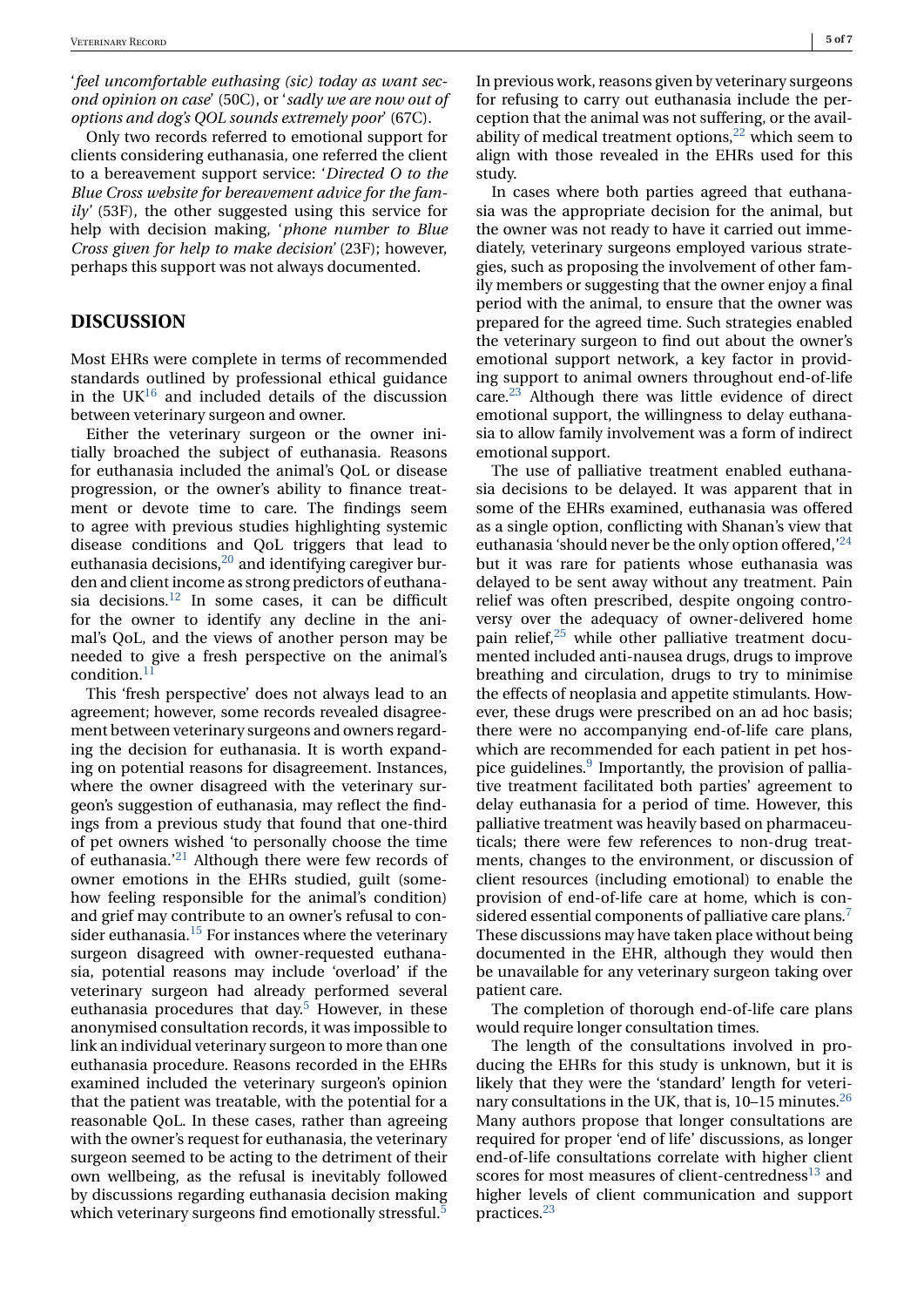'*feel uncomfortable euthasing (sic) today as want second opinion on case*' (50C), or '*sadly we are now out of options and dog's QOL sounds extremely poor*' (67C).

Only two records referred to emotional support for clients considering euthanasia, one referred the client to a bereavement support service: '*Directed O to the Blue Cross website for bereavement advice for the family*' (53F), the other suggested using this service for help with decision making, '*phone number to Blue Cross given for help to make decision*' (23F); however, perhaps this support was not always documented.

## DISCUSSION

Most EHRs were complete in terms of recommended standards outlined by professional ethical guidance in the UK[16] and included details of the discussion between veterinary surgeon and owner.

Either the veterinary surgeon or the owner initially broached the subject of euthanasia. Reasons for euthanasia included the animal's QoL or disease progression, or the owner's ability to finance treatment or devote time to care. The findings seem to agree with previous studies highlighting systemic disease conditions and QoL triggers that lead to euthanasia decisions,[20] and identifying caregiver burden and client income as strong predictors of euthanasia decisions.[12] In some cases, it can be difficult for the owner to identify any decline in the animal's QoL, and the views of another person may be needed to give a fresh perspective on the animal's condition.[11]

This 'fresh perspective' does not always lead to an agreement; however, some records revealed disagreement between veterinary surgeons and owners regarding the decision for euthanasia. It is worth expanding on potential reasons for disagreement. Instances, where the owner disagreed with the veterinary surgeon's suggestion of euthanasia, may reflect the findings from a previous study that found that one-third of pet owners wished 'to personally choose the time of euthanasia.'[21] Although there were few records of owner emotions in the EHRs studied, guilt (somehow feeling responsible for the animal's condition) and grief may contribute to an owner's refusal to consider euthanasia.[15] For instances where the veterinary surgeon disagreed with owner-requested euthanasia, potential reasons may include 'overload' if the veterinary surgeon had already performed several euthanasia procedures that day.[5] However, in these anonymised consultation records, it was impossible to link an individual veterinary surgeon to more than one euthanasia procedure. Reasons recorded in the EHRs examined included the veterinary surgeon's opinion that the patient was treatable, with the potential for a reasonable QoL. In these cases, rather than agreeing with the owner's request for euthanasia, the veterinary surgeon seemed to be acting to the detriment of their own wellbeing, as the refusal is inevitably followed by discussions regarding euthanasia decision making which veterinary surgeons find emotionally stressful.[5]

In previous work, reasons given by veterinary surgeons for refusing to carry out euthanasia include the perception that the animal was not suffering, or the availability of medical treatment options,[22] which seem to align with those revealed in the EHRs used for this study.

In cases where both parties agreed that euthanasia was the appropriate decision for the animal, but the owner was not ready to have it carried out immediately, veterinary surgeons employed various strategies, such as proposing the involvement of other family members or suggesting that the owner enjoy a final period with the animal, to ensure that the owner was prepared for the agreed time. Such strategies enabled the veterinary surgeon to find out about the owner's emotional support network, a key factor in providing support to animal owners throughout end-of-life care.[23] Although there was little evidence of direct emotional support, the willingness to delay euthanasia to allow family involvement was a form of indirect emotional support.

The use of palliative treatment enabled euthanasia decisions to be delayed. It was apparent that in some of the EHRs examined, euthanasia was offered as a single option, conflicting with Shanan's view that euthanasia 'should never be the only option offered,'[24] but it was rare for patients whose euthanasia was delayed to be sent away without any treatment. Pain relief was often prescribed, despite ongoing controversy over the adequacy of owner-delivered home pain relief,[25] while other palliative treatment documented included anti-nausea drugs, drugs to improve breathing and circulation, drugs to try to minimise the effects of neoplasia and appetite stimulants. However, these drugs were prescribed on an ad hoc basis; there were no accompanying end-of-life care plans, which are recommended for each patient in pet hospice guidelines.[9] Importantly, the provision of palliative treatment facilitated both parties' agreement to delay euthanasia for a period of time. However, this palliative treatment was heavily based on pharmaceuticals; there were few references to non-drug treatments, changes to the environment, or discussion of client resources (including emotional) to enable the provision of end-of-life care at home, which is considered essential components of palliative care plans.[7] These discussions may have taken place without being documented in the EHR, although they would then be unavailable for any veterinary surgeon taking over patient care.

The completion of thorough end-of-life care plans would require longer consultation times.

The length of the consultations involved in producing the EHRs for this study is unknown, but it is likely that they were the 'standard' length for veterinary consultations in the UK, that is, 10–15 minutes.[26] Many authors propose that longer consultations are required for proper 'end of life' discussions, as longer end-of-life consultations correlate with higher client scores for most measures of client-centredness[13] and higher levels of client communication and support practices.[23]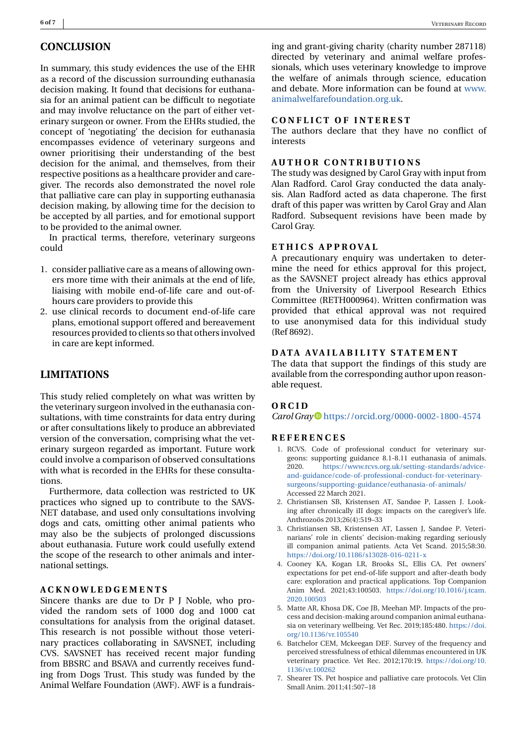## CONCLUSION

In summary, this study evidences the use of the EHR as a record of the discussion surrounding euthanasia decision making. It found that decisions for euthanasia for an animal patient can be difficult to negotiate and may involve reluctance on the part of either veterinary surgeon or owner. From the EHRs studied, the concept of 'negotiating' the decision for euthanasia encompasses evidence of veterinary surgeons and owner prioritising their understanding of the best decision for the animal, and themselves, from their respective positions as a healthcare provider and caregiver. The records also demonstrated the novel role that palliative care can play in supporting euthanasia decision making, by allowing time for the decision to be accepted by all parties, and for emotional support to be provided to the animal owner.

In practical terms, therefore, veterinary surgeons could

1. consider palliative care as a means of allowing owners more time with their animals at the end of life, liaising with mobile end-of-life care and out-of-hours care providers to provide this
2. use clinical records to document end-of-life care plans, emotional support offered and bereavement resources provided to clients so that others involved in care are kept informed.

## LIMITATIONS

This study relied completely on what was written by the veterinary surgeon involved in the euthanasia consultations, with time constraints for data entry during or after consultations likely to produce an abbreviated version of the conversation, comprising what the veterinary surgeon regarded as important. Future work could involve a comparison of observed consultations with what is recorded in the EHRs for these consultations.

Furthermore, data collection was restricted to UK practices who signed up to contribute to the SAVSNET database, and used only consultations involving dogs and cats, omitting other animal patients who may also be the subjects of prolonged discussions about euthanasia. Future work could usefully extend the scope of the research to other animals and international settings.

### ACKNOWLEDGEMENTS

Sincere thanks are due to Dr P J Noble, who provided the random sets of 1000 dog and 1000 cat consultations for analysis from the original dataset. This research is not possible without those veterinary practices collaborating in SAVSNET, including CVS. SAVSNET has received recent major funding from BBSRC and BSAVA and currently receives funding from Dogs Trust. This study was funded by the Animal Welfare Foundation (AWF). AWF is a fundraising and grant-giving charity (charity number 287118) directed by veterinary and animal welfare professionals, which uses veterinary knowledge to improve the welfare of animals through science, education and debate. More information can be found at www.animalwelfarefoundation.org.uk.

### CONFLICT OF INTEREST

The authors declare that they have no conflict of interests

### AUTHOR CONTRIBUTIONS

The study was designed by Carol Gray with input from Alan Radford. Carol Gray conducted the data analysis. Alan Radford acted as data chaperone. The first draft of this paper was written by Carol Gray and Alan Radford. Subsequent revisions have been made by Carol Gray.

### ETHICS APPROVAL

A precautionary enquiry was undertaken to determine the need for ethics approval for this project, as the SAVSNET project already has ethics approval from the University of Liverpool Research Ethics Committee (RETH000964). Written confirmation was provided that ethical approval was not required to use anonymised data for this individual study (Ref 8692).

### DATA AVAILABILITY STATEMENT

The data that support the findings of this study are available from the corresponding author upon reasonable request.

### ORCID

*Carol Gray* https://orcid.org/0000-0002-1800-4574

### REFERENCES

1. RCVS. Code of professional conduct for veterinary surgeons: supporting guidance 8.1-8.11 euthanasia of animals. 2020. https://www.rcvs.org.uk/setting-standards/advice-and-guidance/code-of-professional-conduct-for-veterinary-surgeons/supporting-guidance/euthanasia-of-animals/ Accessed 22 March 2021.
2. Christiansen SB, Kristensen AT, Sandøe P, Lassen J. Looking after chronically ill dogs: impacts on the caregiver's life. Anthrozoös 2013;26(4):519–33
3. Christiansen SB, Kristensen AT, Lassen J, Sandøe P. Veterinarians' role in clients' decision-making regarding seriously ill companion animal patients. Acta Vet Scand. 2015;58:30. https://doi.org/10.1186/s13028-016-0211-x
4. Cooney KA, Kogan LR, Brooks SL, Ellis CA. Pet owners' expectations for pet end-of-life support and after-death body care: exploration and practical applications. Top Companion Anim Med. 2021;43:100503. https://doi.org/10.1016/j.tcam.2020.100503
5. Matte AR, Khosa DK, Coe JB, Meehan MP. Impacts of the process and decision-making around companion animal euthanasia on veterinary wellbeing. Vet Rec. 2019;185:480. https://doi.org/10.1136/vr.105540
6. Batchelor CEM, Mckeegan DEF. Survey of the frequency and perceived stressfulness of ethical dilemmas encountered in UK veterinary practice. Vet Rec. 2012;170:19. https://doi.org/10.1136/vr.100262
7. Shearer TS. Pet hospice and palliative care protocols. Vet Clin Small Anim. 2011;41:507–18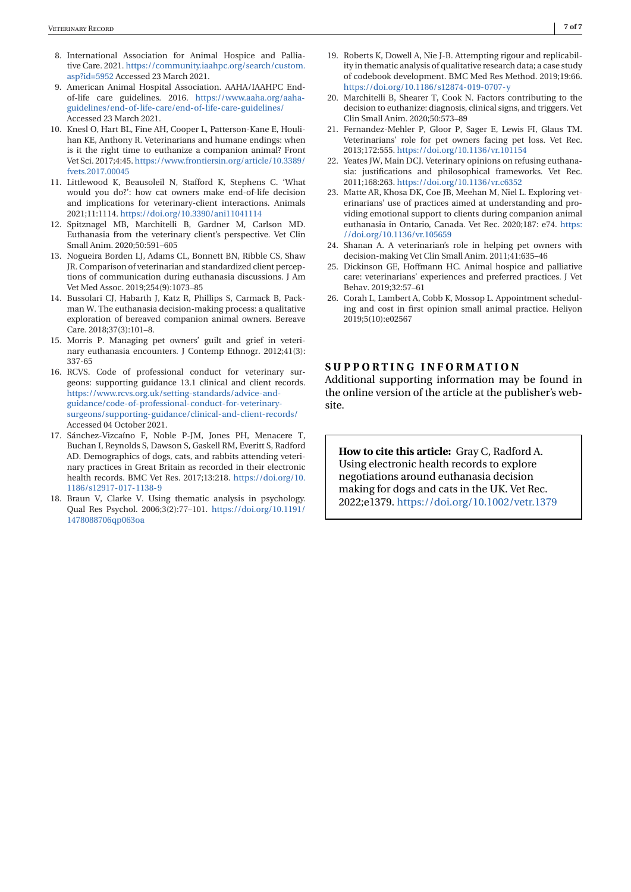8. International Association for Animal Hospice and Palliative Care. 2021. https://community.iaahpc.org/search/custom.asp?id=5952 Accessed 23 March 2021.
9. American Animal Hospital Association. AAHA/IAAHPC End-of-life care guidelines. 2016. https://www.aaha.org/aaha-guidelines/end-of-life-care/end-of-life-care-guidelines/ Accessed 23 March 2021.
10. Knesl O, Hart BL, Fine AH, Cooper L, Patterson-Kane E, Houlihan KE, Anthony R. Veterinarians and humane endings: when is it the right time to euthanize a companion animal? Front Vet Sci. 2017;4:45. https://www.frontiersin.org/article/10.3389/fvets.2017.00045
11. Littlewood K, Beausoleil N, Stafford K, Stephens C. 'What would you do?': how cat owners make end-of-life decision and implications for veterinary-client interactions. Animals 2021;11:1114. https://doi.org/10.3390/ani11041114
12. Spitznagel MB, Marchitelli B, Gardner M, Carlson MD. Euthanasia from the veterinary client's perspective. Vet Clin Small Anim. 2020;50:591–605
13. Nogueira Borden LJ, Adams CL, Bonnett BN, Ribble CS, Shaw JR. Comparison of veterinarian and standardized client perceptions of communication during euthanasia discussions. J Am Vet Med Assoc. 2019;254(9):1073–85
14. Bussolari CJ, Habarth J, Katz R, Phillips S, Carmack B, Packman W. The euthanasia decision-making process: a qualitative exploration of bereaved companion animal owners. Bereave Care. 2018;37(3):101–8.
15. Morris P. Managing pet owners' guilt and grief in veterinary euthanasia encounters. J Contemp Ethnogr. 2012;41(3): 337-65
16. RCVS. Code of professional conduct for veterinary surgeons: supporting guidance 13.1 clinical and client records. https://www.rcvs.org.uk/setting-standards/advice-and-guidance/code-of-professional-conduct-for-veterinary-surgeons/supporting-guidance/clinical-and-client-records/ Accessed 04 October 2021.
17. Sánchez-Vizcaíno F, Noble P-JM, Jones PH, Menacere T, Buchan I, Reynolds S, Dawson S, Gaskell RM, Everitt S, Radford AD. Demographics of dogs, cats, and rabbits attending veterinary practices in Great Britain as recorded in their electronic health records. BMC Vet Res. 2017;13:218. https://doi.org/10.1186/s12917-017-1138-9
18. Braun V, Clarke V. Using thematic analysis in psychology. Qual Res Psychol. 2006;3(2):77–101. https://doi.org/10.1191/1478088706qp063oa
19. Roberts K, Dowell A, Nie J-B. Attempting rigour and replicability in thematic analysis of qualitative research data; a case study of codebook development. BMC Med Res Method. 2019;19:66. https://doi.org/10.1186/s12874-019-0707-y
20. Marchitelli B, Shearer T, Cook N. Factors contributing to the decision to euthanize: diagnosis, clinical signs, and triggers. Vet Clin Small Anim. 2020;50:573–89
21. Fernandez-Mehler P, Gloor P, Sager E, Lewis FI, Glaus TM. Veterinarians' role for pet owners facing pet loss. Vet Rec. 2013;172:555. https://doi.org/10.1136/vr.101154
22. Yeates JW, Main DCJ. Veterinary opinions on refusing euthanasia: justifications and philosophical frameworks. Vet Rec. 2011;168:263. https://doi.org/10.1136/vr.c6352
23. Matte AR, Khosa DK, Coe JB, Meehan M, Niel L. Exploring veterinarians' use of practices aimed at understanding and providing emotional support to clients during companion animal euthanasia in Ontario, Canada. Vet Rec. 2020;187: e74. https://doi.org/10.1136/vr.105659
24. Shanan A. A veterinarian's role in helping pet owners with decision-making Vet Clin Small Anim. 2011;41:635–46
25. Dickinson GE, Hoffmann HC. Animal hospice and palliative care: veterinarians' experiences and preferred practices. J Vet Behav. 2019;32:57–61
26. Corah L, Lambert A, Cobb K, Mossop L. Appointment scheduling and cost in first opinion small animal practice. Heliyon 2019;5(10):e02567

## SUPPORTING INFORMATION

Additional supporting information may be found in the online version of the article at the publisher's website.

**How to cite this article:** Gray C, Radford A. Using electronic health records to explore negotiations around euthanasia decision making for dogs and cats in the UK. Vet Rec. 2022;e1379. https://doi.org/10.1002/vetr.1379